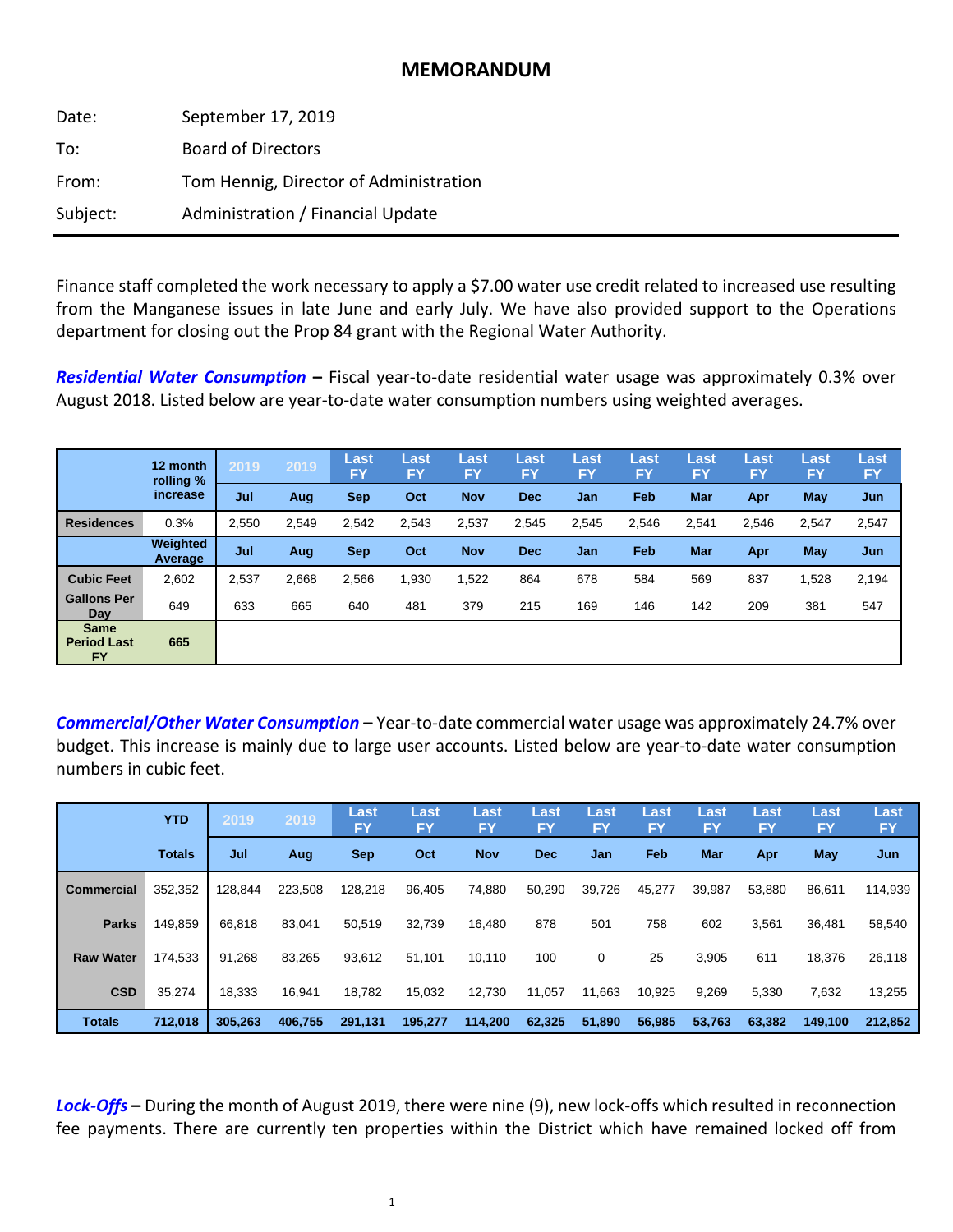# MEMORANDUM

| | |
|---|---|
| Date: | September 17, 2019 |
| To: | Board of Directors |
| From: | Tom Hennig, Director of Administration |
| Subject: | Administration / Financial Update |

---

Finance staff completed the work necessary to apply a $7.00 water use credit related to increased use resulting from the Manganese issues in late June and early July. We have also provided support to the Operations department for closing out the Prop 84 grant with the Regional Water Authority.

***Residential Water Consumption*** **–** Fiscal year-to-date residential water usage was approximately 0.3% over August 2018. Listed below are year-to-date water consumption numbers using weighted averages.

| | 12 month rolling % increase | 2019 | 2019 | Last FY | Last FY | Last FY | Last FY | Last FY | Last FY | Last FY | Last FY | Last FY | Last FY |
|---|---|---|---|---|---|---|---|---|---|---|---|---|---|
| | | Jul | Aug | Sep | Oct | Nov | Dec | Jan | Feb | Mar | Apr | May | Jun |
| **Residences** | 0.3% | 2,550 | 2,549 | 2,542 | 2,543 | 2,537 | 2,545 | 2,545 | 2,546 | 2,541 | 2,546 | 2,547 | 2,547 |
| | **Weighted Average** | **Jul** | **Aug** | **Sep** | **Oct** | **Nov** | **Dec** | **Jan** | **Feb** | **Mar** | **Apr** | **May** | **Jun** |
| **Cubic Feet** | 2,602 | 2,537 | 2,668 | 2,566 | 1,930 | 1,522 | 864 | 678 | 584 | 569 | 837 | 1,528 | 2,194 |
| **Gallons Per Day** | 649 | 633 | 665 | 640 | 481 | 379 | 215 | 169 | 146 | 142 | 209 | 381 | 547 |
| **Same Period Last FY** | **665** | | | | | | | | | | | | |

***Commercial/Other Water Consumption*** **–** Year-to-date commercial water usage was approximately 24.7% over budget. This increase is mainly due to large user accounts. Listed below are year-to-date water consumption numbers in cubic feet.

| | YTD | 2019 | 2019 | Last FY | Last FY | Last FY | Last FY | Last FY | Last FY | Last FY | Last FY | Last FY | Last FY |
|---|---|---|---|---|---|---|---|---|---|---|---|---|---|
| | **Totals** | **Jul** | **Aug** | **Sep** | **Oct** | **Nov** | **Dec** | **Jan** | **Feb** | **Mar** | **Apr** | **May** | **Jun** |
| **Commercial** | 352,352 | 128,844 | 223,508 | 128,218 | 96,405 | 74,880 | 50,290 | 39,726 | 45,277 | 39,987 | 53,880 | 86,611 | 114,939 |
| **Parks** | 149,859 | 66,818 | 83,041 | 50,519 | 32,739 | 16,480 | 878 | 501 | 758 | 602 | 3,561 | 36,481 | 58,540 |
| **Raw Water** | 174,533 | 91,268 | 83,265 | 93,612 | 51,101 | 10,110 | 100 | 0 | 25 | 3,905 | 611 | 18,376 | 26,118 |
| **CSD** | 35,274 | 18,333 | 16,941 | 18,782 | 15,032 | 12,730 | 11,057 | 11,663 | 10,925 | 9,269 | 5,330 | 7,632 | 13,255 |
| **Totals** | **712,018** | **305,263** | **406,755** | **291,131** | **195,277** | **114,200** | **62,325** | **51,890** | **56,985** | **53,763** | **63,382** | **149,100** | **212,852** |

***Lock-Offs*** **–** During the month of August 2019, there were nine (9), new lock-offs which resulted in reconnection fee payments. There are currently ten properties within the District which have remained locked off from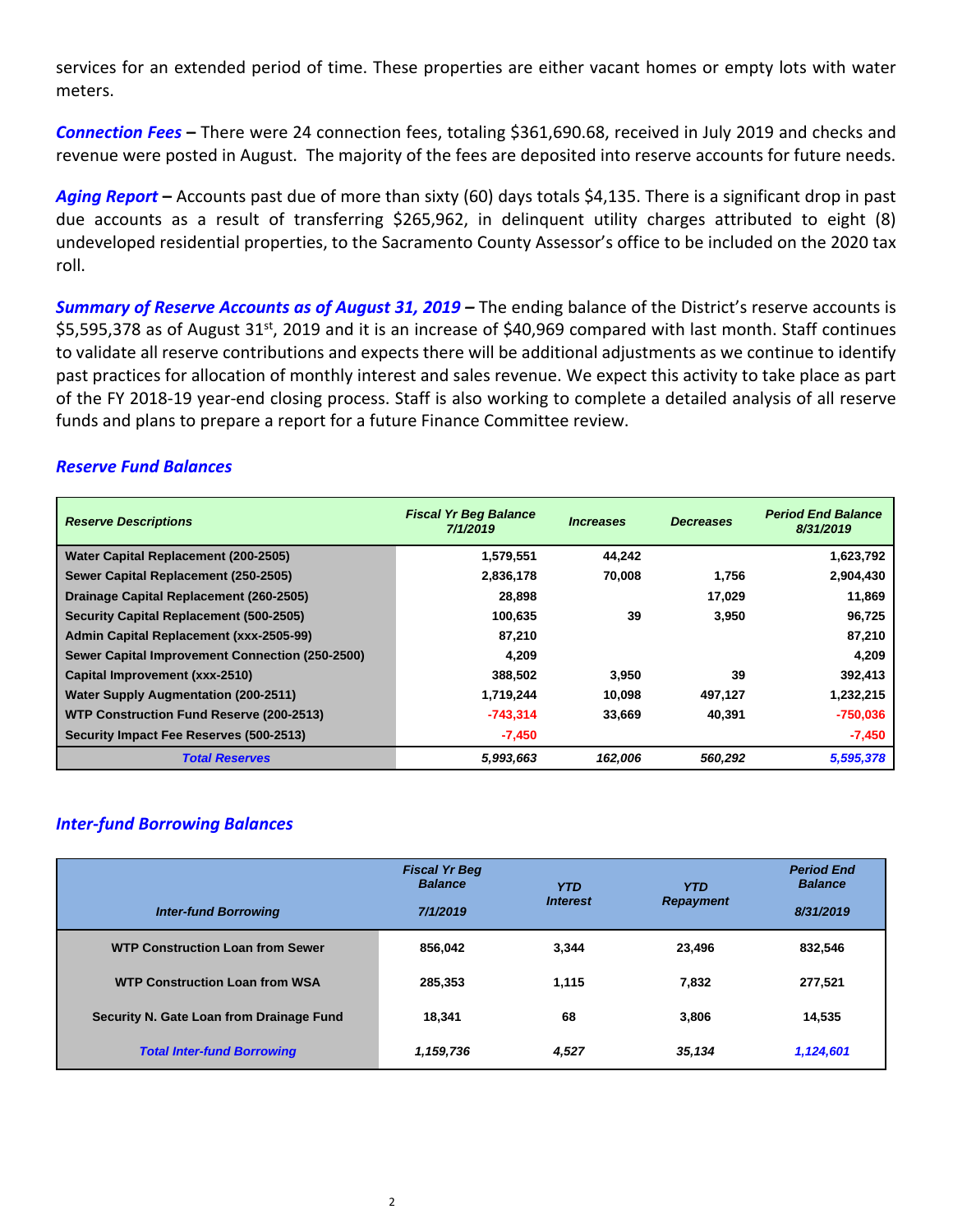services for an extended period of time. These properties are either vacant homes or empty lots with water meters.

***Connection Fees*** **–** There were 24 connection fees, totaling $361,690.68, received in July 2019 and checks and revenue were posted in August. The majority of the fees are deposited into reserve accounts for future needs.

***Aging Report*** **–** Accounts past due of more than sixty (60) days totals $4,135. There is a significant drop in past due accounts as a result of transferring $265,962, in delinquent utility charges attributed to eight (8) undeveloped residential properties, to the Sacramento County Assessor's office to be included on the 2020 tax roll.

***Summary of Reserve Accounts as of August 31, 2019*** **–** The ending balance of the District's reserve accounts is $5,595,378 as of August 31st, 2019 and it is an increase of $40,969 compared with last month. Staff continues to validate all reserve contributions and expects there will be additional adjustments as we continue to identify past practices for allocation of monthly interest and sales revenue. We expect this activity to take place as part of the FY 2018-19 year-end closing process. Staff is also working to complete a detailed analysis of all reserve funds and plans to prepare a report for a future Finance Committee review.

## *Reserve Fund Balances*

| *Reserve Descriptions* | *Fiscal Yr Beg Balance 7/1/2019* | *Increases* | *Decreases* | *Period End Balance 8/31/2019* |
|---|---|---|---|---|
| **Water Capital Replacement (200-2505)** | **1,579,551** | **44,242** | | **1,623,792** |
| **Sewer Capital Replacement (250-2505)** | **2,836,178** | **70,008** | **1,756** | **2,904,430** |
| **Drainage Capital Replacement (260-2505)** | **28,898** | | **17,029** | **11,869** |
| **Security Capital Replacement (500-2505)** | **100,635** | **39** | **3,950** | **96,725** |
| **Admin Capital Replacement (xxx-2505-99)** | **87,210** | | | **87,210** |
| **Sewer Capital Improvement Connection (250-2500)** | **4,209** | | | **4,209** |
| **Capital Improvement (xxx-2510)** | **388,502** | **3,950** | **39** | **392,413** |
| **Water Supply Augmentation (200-2511)** | **1,719,244** | **10,098** | **497,127** | **1,232,215** |
| **WTP Construction Fund Reserve (200-2513)** | **-743,314** | **33,669** | **40,391** | **-750,036** |
| **Security Impact Fee Reserves (500-2513)** | **-7,450** | | | **-7,450** |
| ***Total Reserves*** | ***5,993,663*** | ***162,006*** | ***560,292*** | ***5,595,378*** |

## *Inter-fund Borrowing Balances*

| *Inter-fund Borrowing* | *Fiscal Yr Beg Balance 7/1/2019* | *YTD Interest* | *YTD Repayment* | *Period End Balance 8/31/2019* |
|---|---|---|---|---|
| **WTP Construction Loan from Sewer** | **856,042** | **3,344** | **23,496** | **832,546** |
| **WTP Construction Loan from WSA** | **285,353** | **1,115** | **7,832** | **277,521** |
| **Security N. Gate Loan from Drainage Fund** | **18,341** | **68** | **3,806** | **14,535** |
| ***Total Inter-fund Borrowing*** | ***1,159,736*** | ***4,527*** | ***35,134*** | ***1,124,601*** |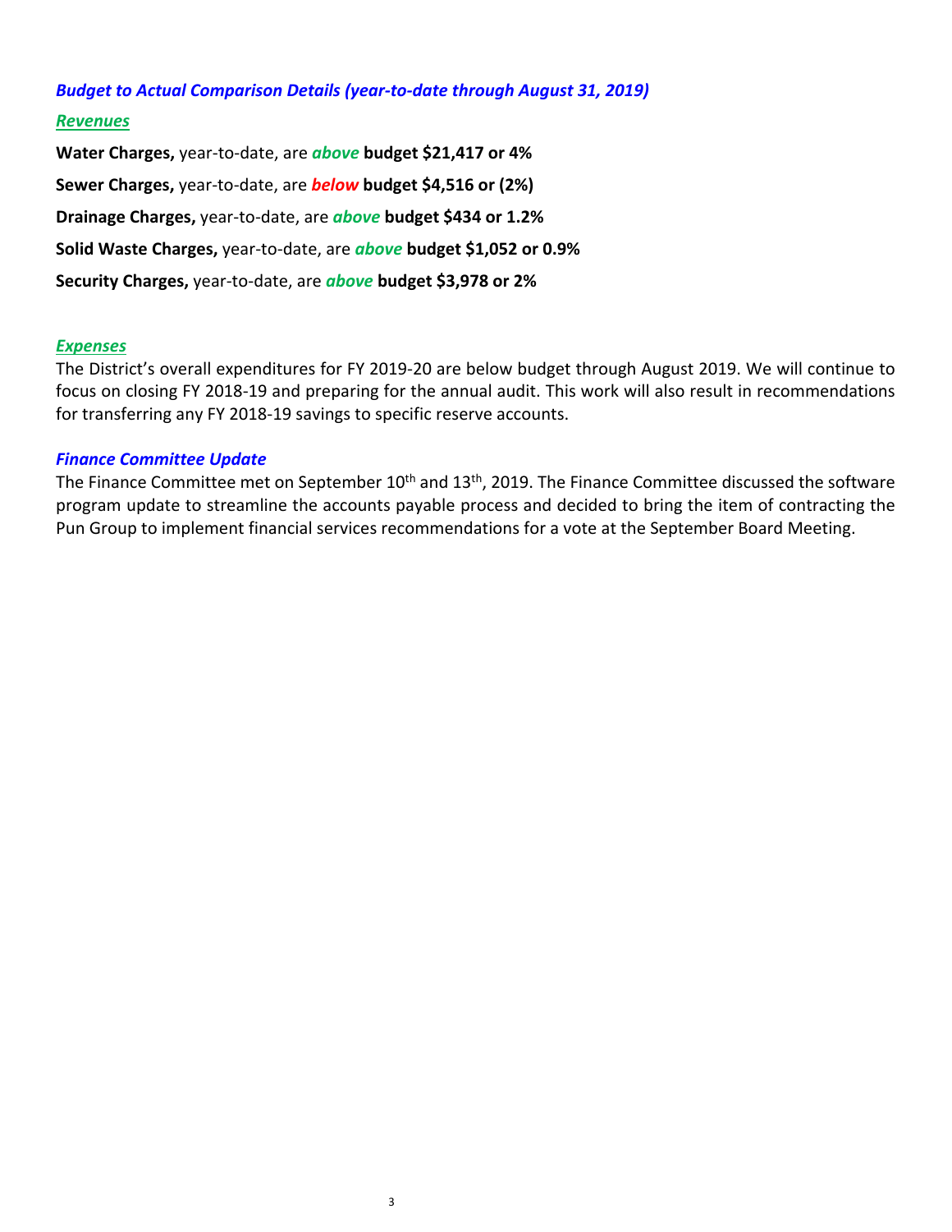## *Budget to Actual Comparison Details (year-to-date through August 31, 2019)*

### *Revenues*

**Water Charges,** year-to-date, are ***above*** **budget $21,417 or 4%**

**Sewer Charges,** year-to-date, are ***below*** **budget $4,516 or (2%)**

**Drainage Charges,** year-to-date, are ***above*** **budget $434 or 1.2%**

**Solid Waste Charges,** year-to-date, are ***above*** **budget $1,052 or 0.9%**

**Security Charges,** year-to-date, are ***above*** **budget $3,978 or 2%**

### *Expenses*

The District's overall expenditures for FY 2019-20 are below budget through August 2019. We will continue to focus on closing FY 2018-19 and preparing for the annual audit. This work will also result in recommendations for transferring any FY 2018-19 savings to specific reserve accounts.

### *Finance Committee Update*

The Finance Committee met on September 10th and 13th, 2019. The Finance Committee discussed the software program update to streamline the accounts payable process and decided to bring the item of contracting the Pun Group to implement financial services recommendations for a vote at the September Board Meeting.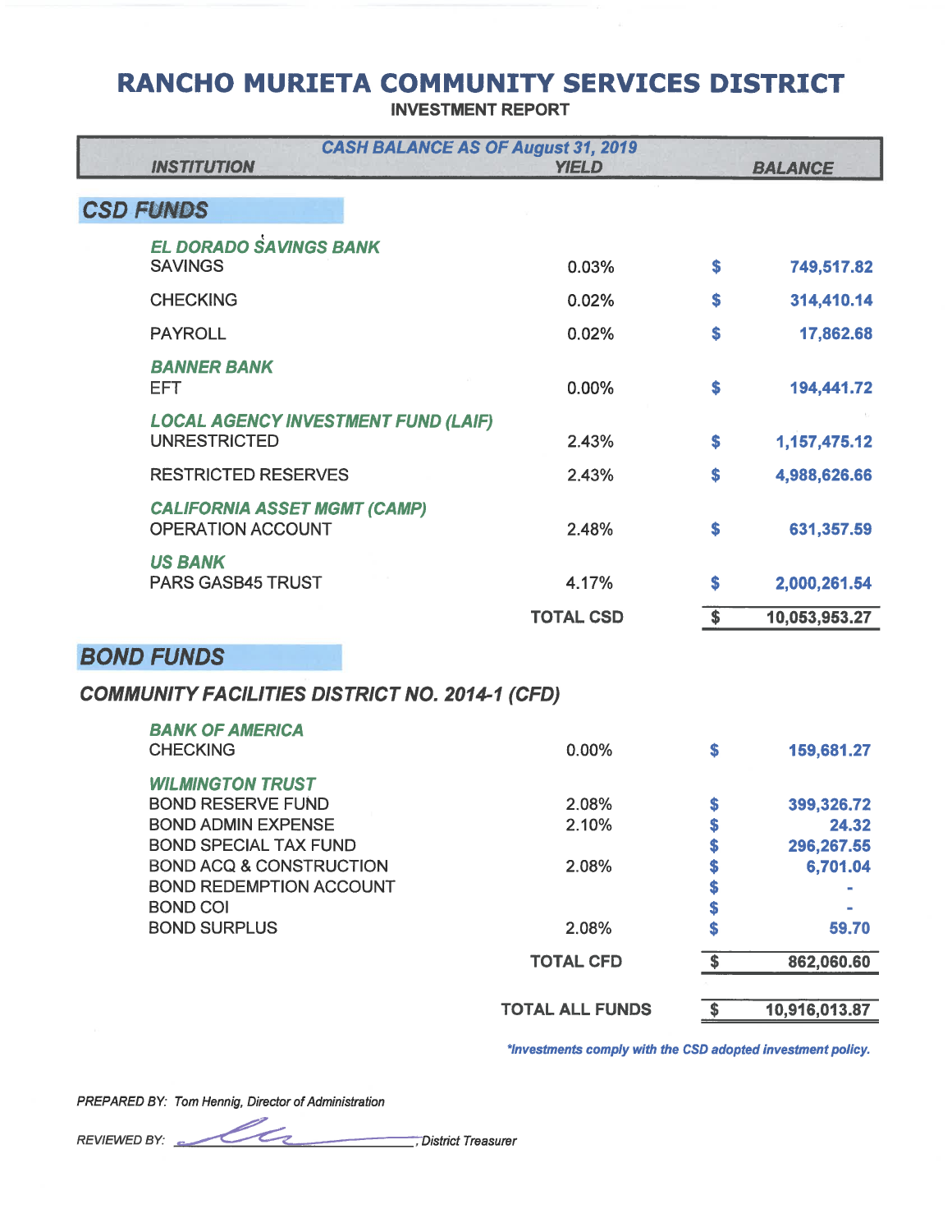# RANCHO MURIETA COMMUNITY SERVICES DISTRICT

**INVESTMENT REPORT**

| INSTITUTION | CASH BALANCE AS OF August 31, 2019 YIELD | | BALANCE |
|---|---|---|---|
| **CSD FUNDS** | | | |
| ***EL DORADO SAVINGS BANK*** | | | |
| SAVINGS | 0.03% | $ | 749,517.82 |
| CHECKING | 0.02% | $ | 314,410.14 |
| PAYROLL | 0.02% | $ | 17,862.68 |
| ***BANNER BANK*** | | | |
| EFT | 0.00% | $ | 194,441.72 |
| ***LOCAL AGENCY INVESTMENT FUND (LAIF)*** | | | |
| UNRESTRICTED | 2.43% | $ | 1,157,475.12 |
| RESTRICTED RESERVES | 2.43% | $ | 4,988,626.66 |
| ***CALIFORNIA ASSET MGMT (CAMP)*** | | | |
| OPERATION ACCOUNT | 2.48% | $ | 631,357.59 |
| ***US BANK*** | | | |
| PARS GASB45 TRUST | 4.17% | $ | 2,000,261.54 |
| | **TOTAL CSD** | **$** | **10,053,953.27** |
| **BOND FUNDS** | | | |
| ***COMMUNITY FACILITIES DISTRICT NO. 2014-1 (CFD)*** | | | |
| ***BANK OF AMERICA*** | | | |
| CHECKING | 0.00% | $ | 159,681.27 |
| ***WILMINGTON TRUST*** | | | |
| BOND RESERVE FUND | 2.08% | $ | 399,326.72 |
| BOND ADMIN EXPENSE | 2.10% | $ | 24.32 |
| BOND SPECIAL TAX FUND | | $ | 296,267.55 |
| BOND ACQ & CONSTRUCTION | 2.08% | $ | 6,701.04 |
| BOND REDEMPTION ACCOUNT | | $ | - |
| BOND COI | | $ | - |
| BOND SURPLUS | 2.08% | $ | 59.70 |
| | **TOTAL CFD** | **$** | **862,060.60** |
| | **TOTAL ALL FUNDS** | **$** | **10,916,013.87** |

*\*Investments comply with the CSD adopted investment policy.*

*PREPARED BY: Tom Hennig, Director of Administration*

*REVIEWED BY:* ______________________, *District Treasurer*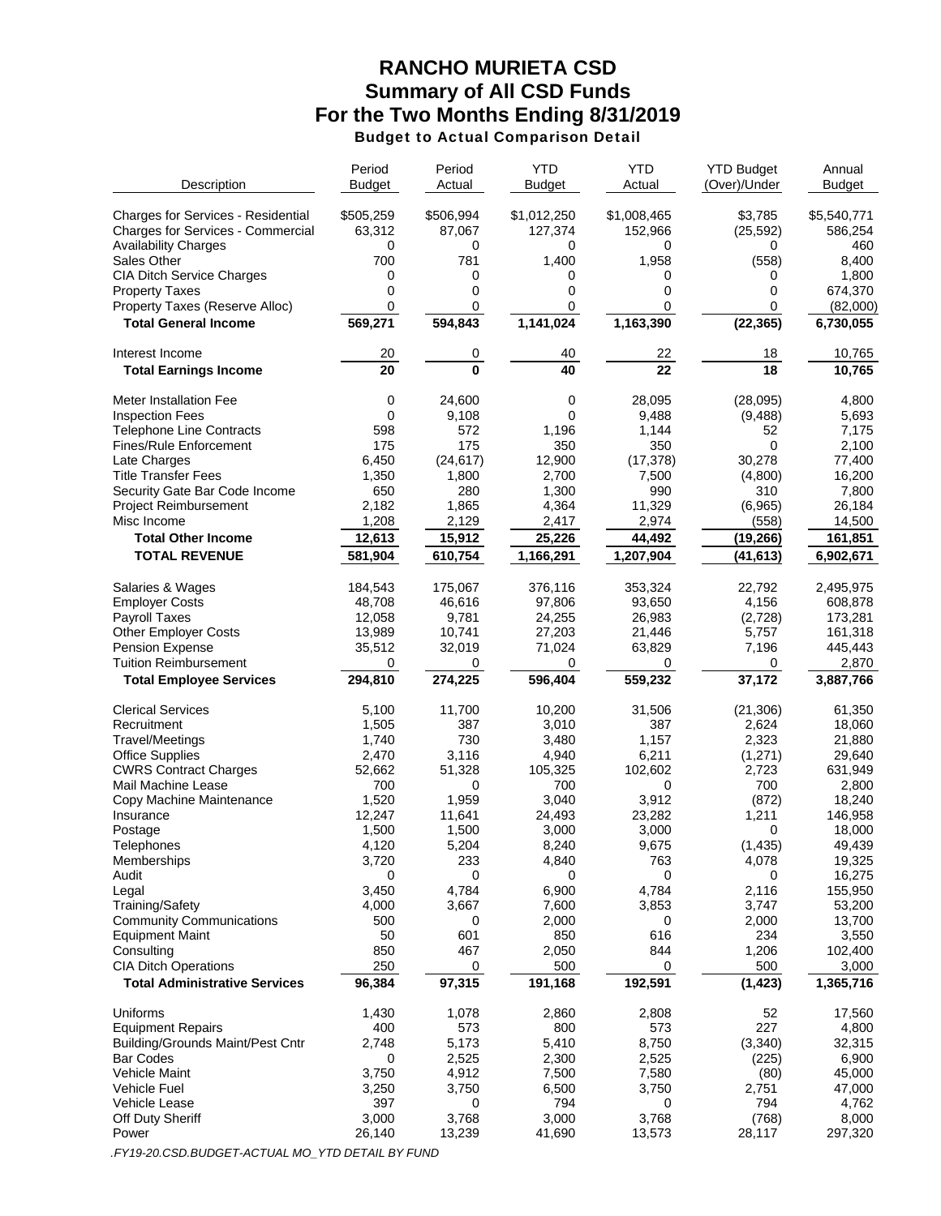# RANCHO MURIETA CSD
## Summary of All CSD Funds
## For the Two Months Ending 8/31/2019
### Budget to Actual Comparison Detail

| Description | Period Budget | Period Actual | YTD Budget | YTD Actual | YTD Budget (Over)/Under | Annual Budget |
|---|---|---|---|---|---|---|
| Charges for Services - Residential | $505,259 | $506,994 | $1,012,250 | $1,008,465 | $3,785 | $5,540,771 |
| Charges for Services - Commercial | 63,312 | 87,067 | 127,374 | 152,966 | (25,592) | 586,254 |
| Availability Charges | 0 | 0 | 0 | 0 | 0 | 460 |
| Sales Other | 700 | 781 | 1,400 | 1,958 | (558) | 8,400 |
| CIA Ditch Service Charges | 0 | 0 | 0 | 0 | 0 | 1,800 |
| Property Taxes | 0 | 0 | 0 | 0 | 0 | 674,370 |
| Property Taxes (Reserve Alloc) | 0 | 0 | 0 | 0 | 0 | (82,000) |
| **Total General Income** | **569,271** | **594,843** | **1,141,024** | **1,163,390** | **(22,365)** | **6,730,055** |
| Interest Income | 20 | 0 | 40 | 22 | 18 | 10,765 |
| **Total Earnings Income** | **20** | **0** | **40** | **22** | **18** | **10,765** |
| Meter Installation Fee | 0 | 24,600 | 0 | 28,095 | (28,095) | 4,800 |
| Inspection Fees | 0 | 9,108 | 0 | 9,488 | (9,488) | 5,693 |
| Telephone Line Contracts | 598 | 572 | 1,196 | 1,144 | 52 | 7,175 |
| Fines/Rule Enforcement | 175 | 175 | 350 | 350 | 0 | 2,100 |
| Late Charges | 6,450 | (24,617) | 12,900 | (17,378) | 30,278 | 77,400 |
| Title Transfer Fees | 1,350 | 1,800 | 2,700 | 7,500 | (4,800) | 16,200 |
| Security Gate Bar Code Income | 650 | 280 | 1,300 | 990 | 310 | 7,800 |
| Project Reimbursement | 2,182 | 1,865 | 4,364 | 11,329 | (6,965) | 26,184 |
| Misc Income | 1,208 | 2,129 | 2,417 | 2,974 | (558) | 14,500 |
| **Total Other Income** | **12,613** | **15,912** | **25,226** | **44,492** | **(19,266)** | **161,851** |
| **TOTAL REVENUE** | **581,904** | **610,754** | **1,166,291** | **1,207,904** | **(41,613)** | **6,902,671** |
| Salaries & Wages | 184,543 | 175,067 | 376,116 | 353,324 | 22,792 | 2,495,975 |
| Employer Costs | 48,708 | 46,616 | 97,806 | 93,650 | 4,156 | 608,878 |
| Payroll Taxes | 12,058 | 9,781 | 24,255 | 26,983 | (2,728) | 173,281 |
| Other Employer Costs | 13,989 | 10,741 | 27,203 | 21,446 | 5,757 | 161,318 |
| Pension Expense | 35,512 | 32,019 | 71,024 | 63,829 | 7,196 | 445,443 |
| Tuition Reimbursement | 0 | 0 | 0 | 0 | 0 | 2,870 |
| **Total Employee Services** | **294,810** | **274,225** | **596,404** | **559,232** | **37,172** | **3,887,766** |
| Clerical Services | 5,100 | 11,700 | 10,200 | 31,506 | (21,306) | 61,350 |
| Recruitment | 1,505 | 387 | 3,010 | 387 | 2,624 | 18,060 |
| Travel/Meetings | 1,740 | 730 | 3,480 | 1,157 | 2,323 | 21,880 |
| Office Supplies | 2,470 | 3,116 | 4,940 | 6,211 | (1,271) | 29,640 |
| CWRS Contract Charges | 52,662 | 51,328 | 105,325 | 102,602 | 2,723 | 631,949 |
| Mail Machine Lease | 700 | 0 | 700 | 0 | 700 | 2,800 |
| Copy Machine Maintenance | 1,520 | 1,959 | 3,040 | 3,912 | (872) | 18,240 |
| Insurance | 12,247 | 11,641 | 24,493 | 23,282 | 1,211 | 146,958 |
| Postage | 1,500 | 1,500 | 3,000 | 3,000 | 0 | 18,000 |
| Telephones | 4,120 | 5,204 | 8,240 | 9,675 | (1,435) | 49,439 |
| Memberships | 3,720 | 233 | 4,840 | 763 | 4,078 | 19,325 |
| Audit | 0 | 0 | 0 | 0 | 0 | 16,275 |
| Legal | 3,450 | 4,784 | 6,900 | 4,784 | 2,116 | 155,950 |
| Training/Safety | 4,000 | 3,667 | 7,600 | 3,853 | 3,747 | 53,200 |
| Community Communications | 500 | 0 | 2,000 | 0 | 2,000 | 13,700 |
| Equipment Maint | 50 | 601 | 850 | 616 | 234 | 3,550 |
| Consulting | 850 | 467 | 2,050 | 844 | 1,206 | 102,400 |
| CIA Ditch Operations | 250 | 0 | 500 | 0 | 500 | 3,000 |
| **Total Administrative Services** | **96,384** | **97,315** | **191,168** | **192,591** | **(1,423)** | **1,365,716** |
| Uniforms | 1,430 | 1,078 | 2,860 | 2,808 | 52 | 17,560 |
| Equipment Repairs | 400 | 573 | 800 | 573 | 227 | 4,800 |
| Building/Grounds Maint/Pest Cntr | 2,748 | 5,173 | 5,410 | 8,750 | (3,340) | 32,315 |
| Bar Codes | 0 | 2,525 | 2,300 | 2,525 | (225) | 6,900 |
| Vehicle Maint | 3,750 | 4,912 | 7,500 | 7,580 | (80) | 45,000 |
| Vehicle Fuel | 3,250 | 3,750 | 6,500 | 3,750 | 2,751 | 47,000 |
| Vehicle Lease | 397 | 0 | 794 | 0 | 794 | 4,762 |
| Off Duty Sheriff | 3,000 | 3,768 | 3,000 | 3,768 | (768) | 8,000 |
| Power | 26,140 | 13,239 | 41,690 | 13,573 | 28,117 | 297,320 |

*.FY19-20.CSD.BUDGET-ACTUAL MO_YTD DETAIL BY FUND*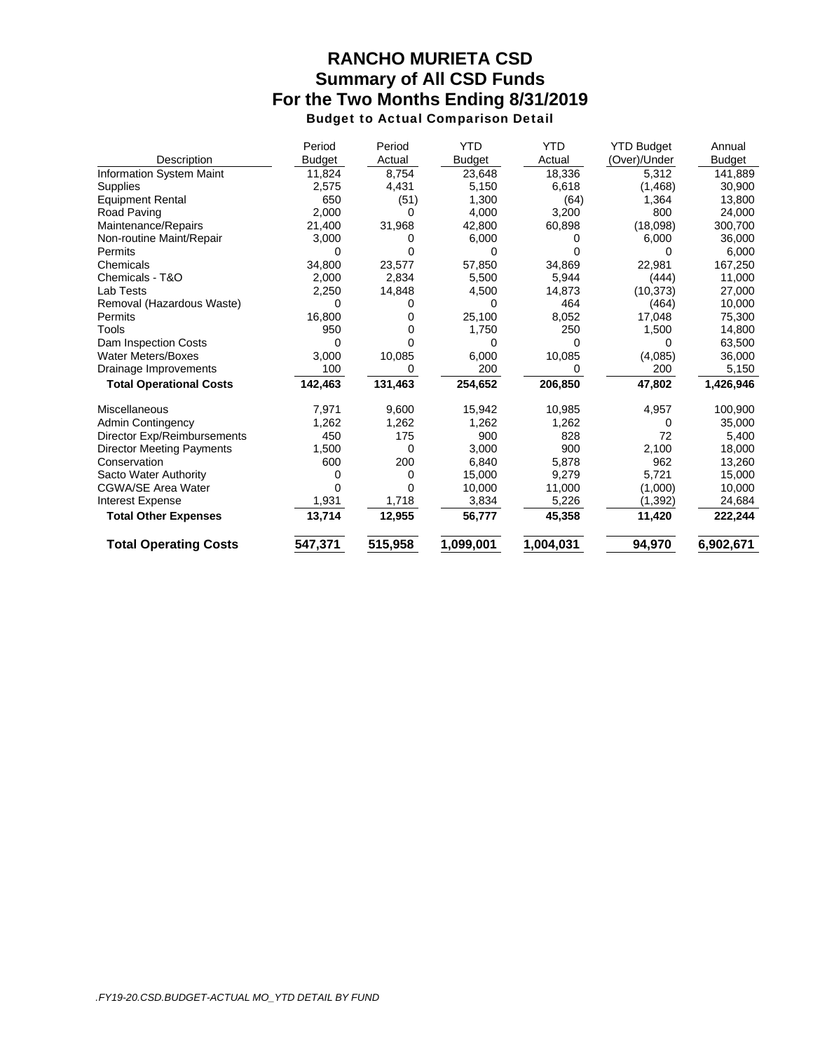# RANCHO MURIETA CSD
# Summary of All CSD Funds
# For the Two Months Ending 8/31/2019
### Budget to Actual Comparison Detail

| Description | Period Budget | Period Actual | YTD Budget | YTD Actual | YTD Budget (Over)/Under | Annual Budget |
|---|---|---|---|---|---|---|
| Information System Maint | 11,824 | 8,754 | 23,648 | 18,336 | 5,312 | 141,889 |
| Supplies | 2,575 | 4,431 | 5,150 | 6,618 | (1,468) | 30,900 |
| Equipment Rental | 650 | (51) | 1,300 | (64) | 1,364 | 13,800 |
| Road Paving | 2,000 | 0 | 4,000 | 3,200 | 800 | 24,000 |
| Maintenance/Repairs | 21,400 | 31,968 | 42,800 | 60,898 | (18,098) | 300,700 |
| Non-routine Maint/Repair | 3,000 | 0 | 6,000 | 0 | 6,000 | 36,000 |
| Permits | 0 | 0 | 0 | 0 | 0 | 6,000 |
| Chemicals | 34,800 | 23,577 | 57,850 | 34,869 | 22,981 | 167,250 |
| Chemicals - T&O | 2,000 | 2,834 | 5,500 | 5,944 | (444) | 11,000 |
| Lab Tests | 2,250 | 14,848 | 4,500 | 14,873 | (10,373) | 27,000 |
| Removal (Hazardous Waste) | 0 | 0 | 0 | 464 | (464) | 10,000 |
| Permits | 16,800 | 0 | 25,100 | 8,052 | 17,048 | 75,300 |
| Tools | 950 | 0 | 1,750 | 250 | 1,500 | 14,800 |
| Dam Inspection Costs | 0 | 0 | 0 | 0 | 0 | 63,500 |
| Water Meters/Boxes | 3,000 | 10,085 | 6,000 | 10,085 | (4,085) | 36,000 |
| Drainage Improvements | 100 | 0 | 200 | 0 | 200 | 5,150 |
| **Total Operational Costs** | **142,463** | **131,463** | **254,652** | **206,850** | **47,802** | **1,426,946** |
| Miscellaneous | 7,971 | 9,600 | 15,942 | 10,985 | 4,957 | 100,900 |
| Admin Contingency | 1,262 | 1,262 | 1,262 | 1,262 | 0 | 35,000 |
| Director Exp/Reimbursements | 450 | 175 | 900 | 828 | 72 | 5,400 |
| Director Meeting Payments | 1,500 | 0 | 3,000 | 900 | 2,100 | 18,000 |
| Conservation | 600 | 200 | 6,840 | 5,878 | 962 | 13,260 |
| Sacto Water Authority | 0 | 0 | 15,000 | 9,279 | 5,721 | 15,000 |
| CGWA/SE Area Water | 0 | 0 | 10,000 | 11,000 | (1,000) | 10,000 |
| Interest Expense | 1,931 | 1,718 | 3,834 | 5,226 | (1,392) | 24,684 |
| **Total Other Expenses** | **13,714** | **12,955** | **56,777** | **45,358** | **11,420** | **222,244** |
| **Total Operating Costs** | **547,371** | **515,958** | **1,099,001** | **1,004,031** | **94,970** | **6,902,671** |

*.FY19-20.CSD.BUDGET-ACTUAL MO_YTD DETAIL BY FUND*